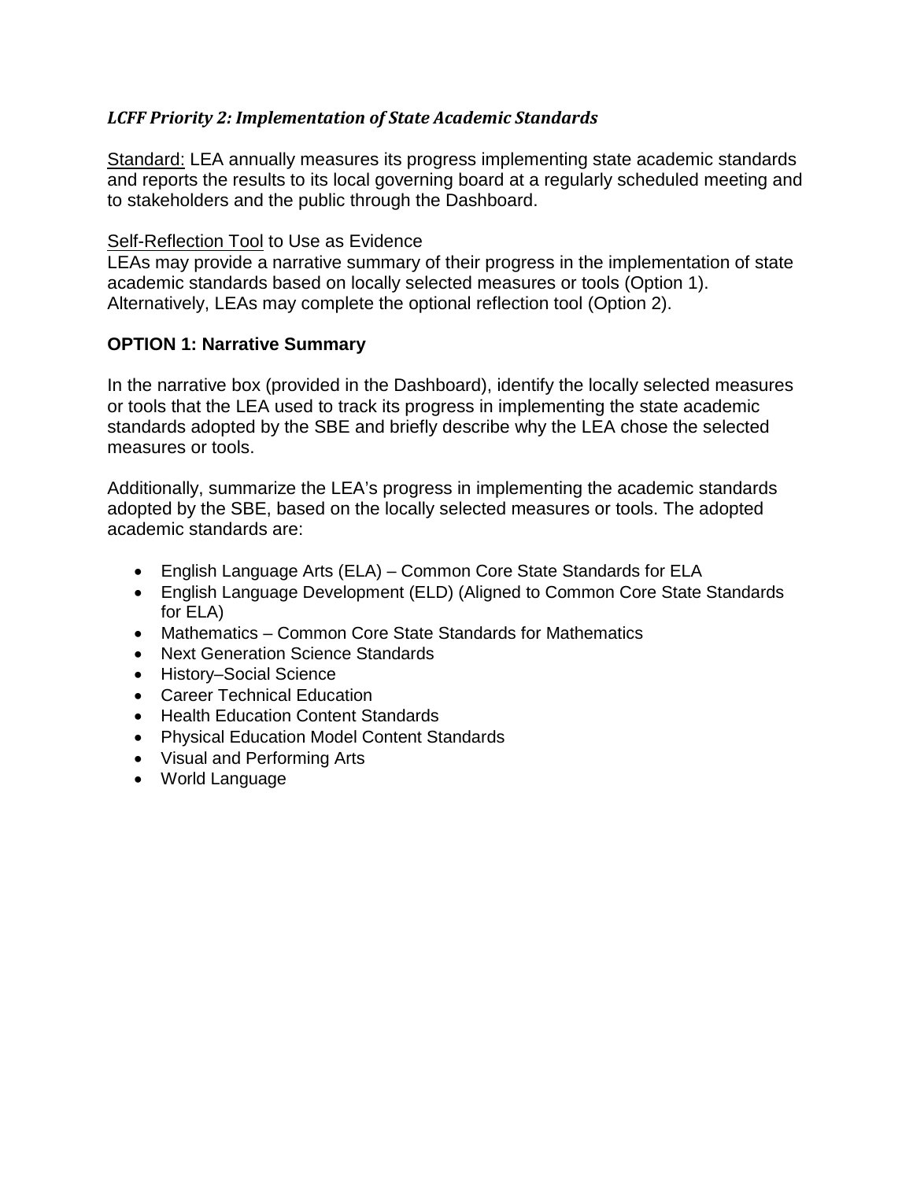*LCFF Priority 2: Implementation of State Academic Standards*

Standard: LEA annually measures its progress implementing state academic standards and reports the results to its local governing board at a regularly scheduled meeting and to stakeholders and the public through the Dashboard.

Self-Reflection Tool to Use as Evidence
LEAs may provide a narrative summary of their progress in the implementation of state academic standards based on locally selected measures or tools (Option 1). Alternatively, LEAs may complete the optional reflection tool (Option 2).

**OPTION 1: Narrative Summary**

In the narrative box (provided in the Dashboard), identify the locally selected measures or tools that the LEA used to track its progress in implementing the state academic standards adopted by the SBE and briefly describe why the LEA chose the selected measures or tools.

Additionally, summarize the LEA's progress in implementing the academic standards adopted by the SBE, based on the locally selected measures or tools. The adopted academic standards are:

- English Language Arts (ELA) – Common Core State Standards for ELA
- English Language Development (ELD) (Aligned to Common Core State Standards for ELA)
- Mathematics – Common Core State Standards for Mathematics
- Next Generation Science Standards
- History–Social Science
- Career Technical Education
- Health Education Content Standards
- Physical Education Model Content Standards
- Visual and Performing Arts
- World Language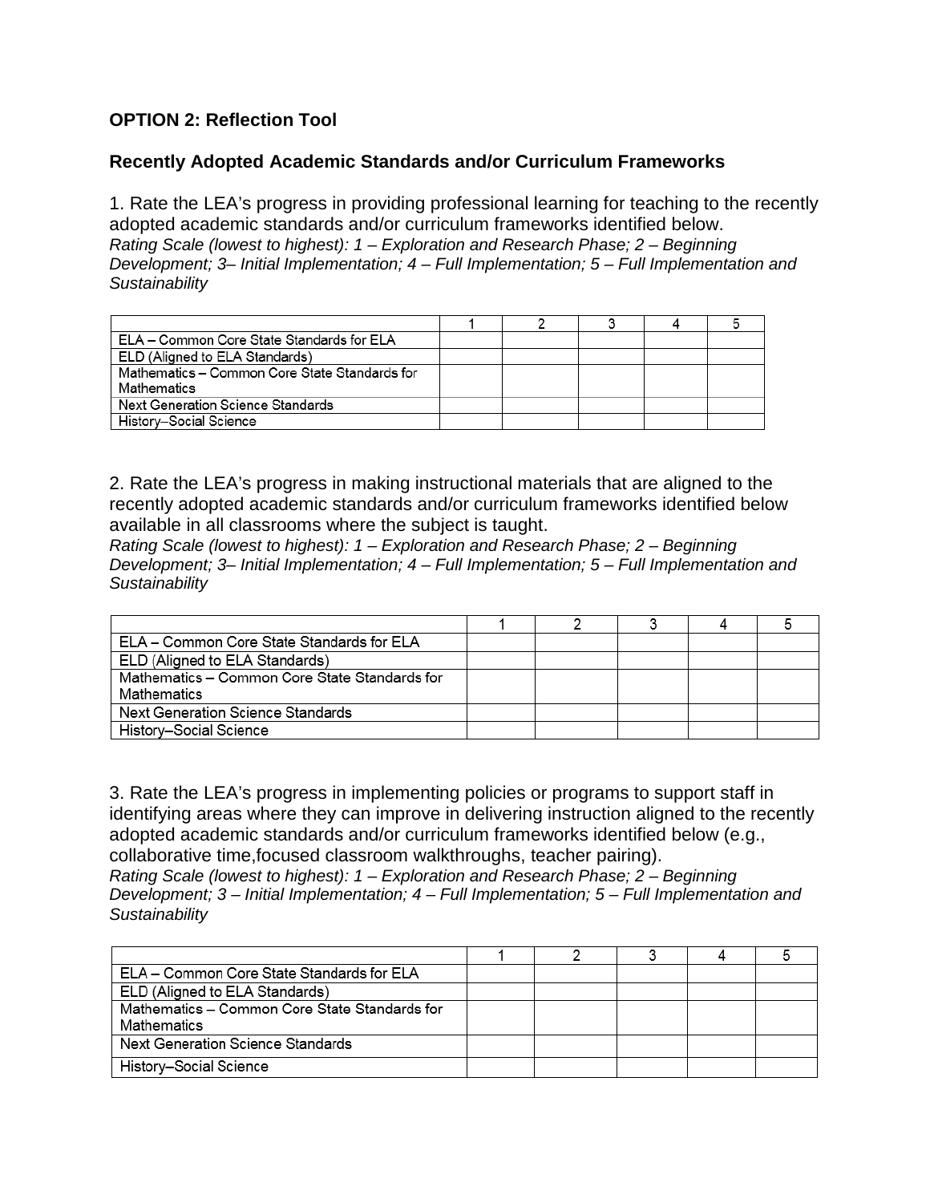**OPTION 2: Reflection Tool**

**Recently Adopted Academic Standards and/or Curriculum Frameworks**

1. Rate the LEA's progress in providing professional learning for teaching to the recently adopted academic standards and/or curriculum frameworks identified below.
*Rating Scale (lowest to highest): 1 – Exploration and Research Phase; 2 – Beginning Development; 3– Initial Implementation; 4 – Full Implementation; 5 – Full Implementation and Sustainability*

| | 1 | 2 | 3 | 4 | 5 |
|---|---|---|---|---|---|
| ELA – Common Core State Standards for ELA | | | | | |
| ELD (Aligned to ELA Standards) | | | | | |
| Mathematics – Common Core State Standards for Mathematics | | | | | |
| Next Generation Science Standards | | | | | |
| History–Social Science | | | | | |

2. Rate the LEA's progress in making instructional materials that are aligned to the recently adopted academic standards and/or curriculum frameworks identified below available in all classrooms where the subject is taught.
*Rating Scale (lowest to highest): 1 – Exploration and Research Phase; 2 – Beginning Development; 3– Initial Implementation; 4 – Full Implementation; 5 – Full Implementation and Sustainability*

| | 1 | 2 | 3 | 4 | 5 |
|---|---|---|---|---|---|
| ELA – Common Core State Standards for ELA | | | | | |
| ELD (Aligned to ELA Standards) | | | | | |
| Mathematics – Common Core State Standards for Mathematics | | | | | |
| Next Generation Science Standards | | | | | |
| History–Social Science | | | | | |

3. Rate the LEA's progress in implementing policies or programs to support staff in identifying areas where they can improve in delivering instruction aligned to the recently adopted academic standards and/or curriculum frameworks identified below (e.g., collaborative time,focused classroom walkthroughs, teacher pairing).
*Rating Scale (lowest to highest): 1 – Exploration and Research Phase; 2 – Beginning Development; 3 – Initial Implementation; 4 – Full Implementation; 5 – Full Implementation and Sustainability*

| | 1 | 2 | 3 | 4 | 5 |
|---|---|---|---|---|---|
| ELA – Common Core State Standards for ELA | | | | | |
| ELD (Aligned to ELA Standards) | | | | | |
| Mathematics – Common Core State Standards for Mathematics | | | | | |
| Next Generation Science Standards | | | | | |
| History–Social Science | | | | | |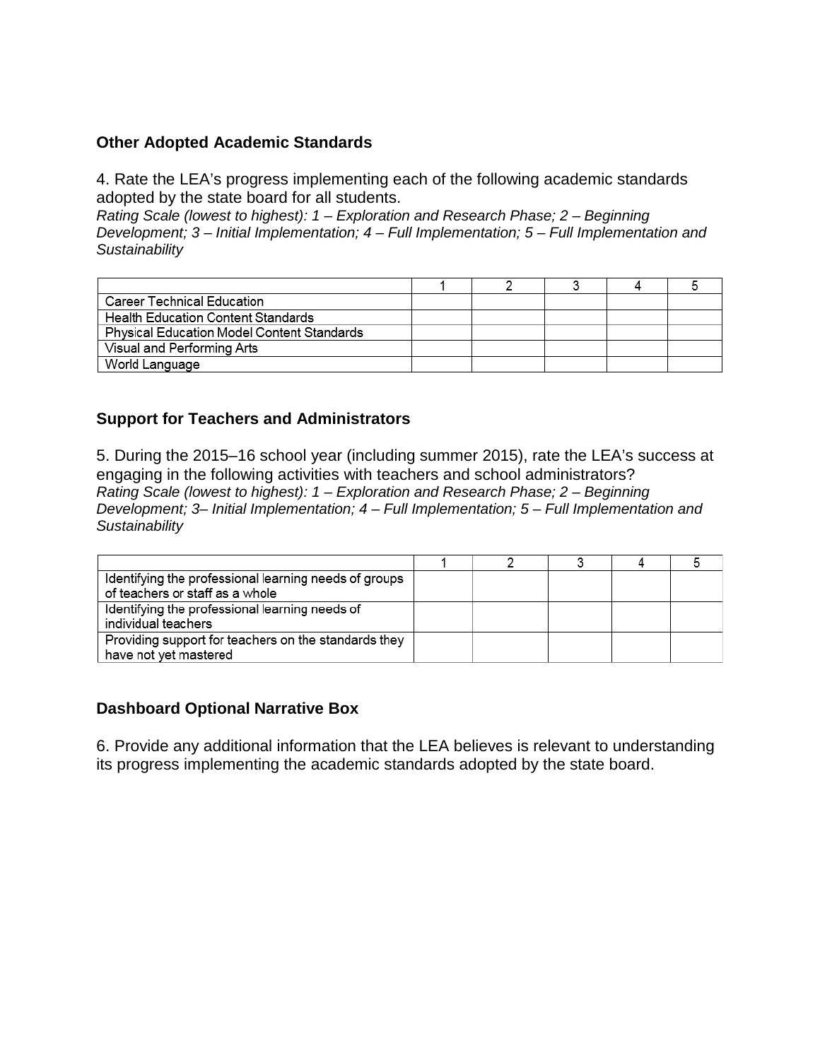**Other Adopted Academic Standards**

4. Rate the LEA's progress implementing each of the following academic standards adopted by the state board for all students.
*Rating Scale (lowest to highest): 1 – Exploration and Research Phase; 2 – Beginning Development; 3 – Initial Implementation; 4 – Full Implementation; 5 – Full Implementation and Sustainability*

| | 1 | 2 | 3 | 4 | 5 |
|---|---|---|---|---|---|
| Career Technical Education | | | | | |
| Health Education Content Standards | | | | | |
| Physical Education Model Content Standards | | | | | |
| Visual and Performing Arts | | | | | |
| World Language | | | | | |

**Support for Teachers and Administrators**

5. During the 2015–16 school year (including summer 2015), rate the LEA's success at engaging in the following activities with teachers and school administrators?
*Rating Scale (lowest to highest): 1 – Exploration and Research Phase; 2 – Beginning Development; 3– Initial Implementation; 4 – Full Implementation; 5 – Full Implementation and Sustainability*

| | 1 | 2 | 3 | 4 | 5 |
|---|---|---|---|---|---|
| Identifying the professional learning needs of groups of teachers or staff as a whole | | | | | |
| Identifying the professional learning needs of individual teachers | | | | | |
| Providing support for teachers on the standards they have not yet mastered | | | | | |

**Dashboard Optional Narrative Box**

6. Provide any additional information that the LEA believes is relevant to understanding its progress implementing the academic standards adopted by the state board.